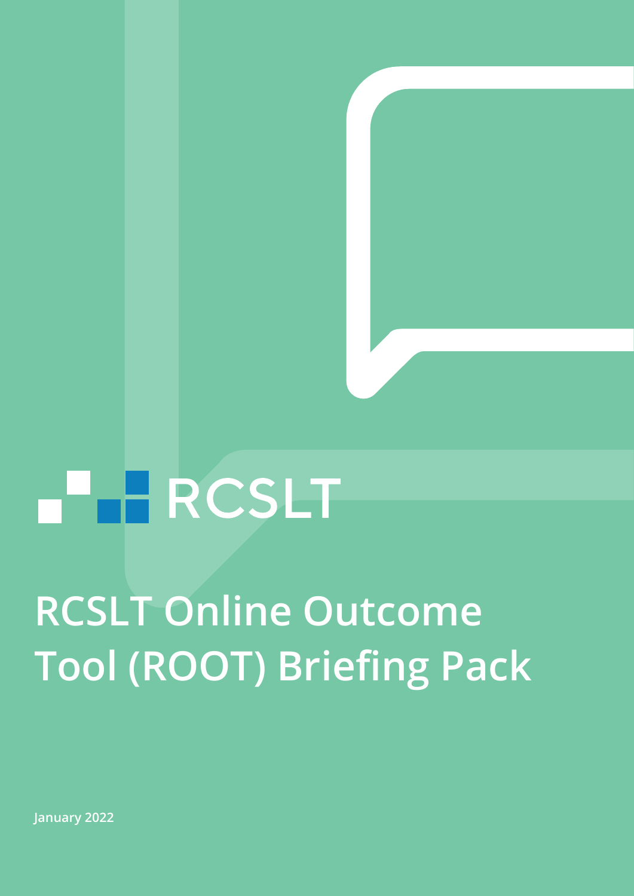RCSLT

# RCSLT Online Outcome Tool (ROOT) Briefing Pack

January 2022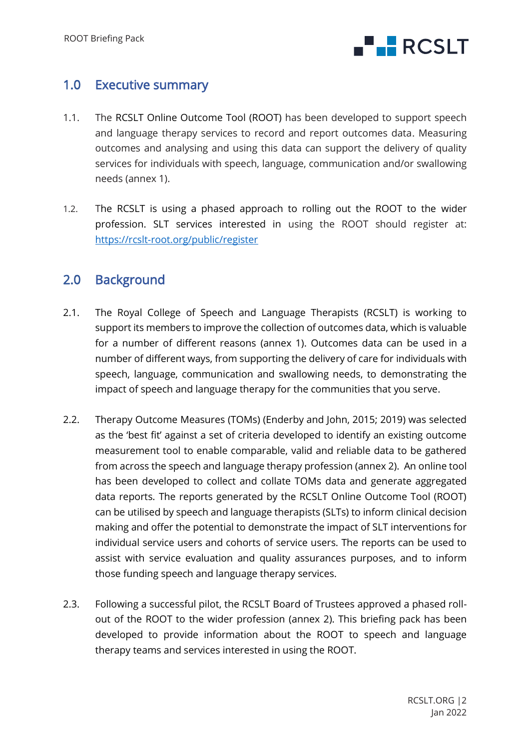## 1.0 Executive summary

1.1. The RCSLT Online Outcome Tool (ROOT) has been developed to support speech and language therapy services to record and report outcomes data. Measuring outcomes and analysing and using this data can support the delivery of quality services for individuals with speech, language, communication and/or swallowing needs (annex 1).

1.2. The RCSLT is using a phased approach to rolling out the ROOT to the wider profession. SLT services interested in using the ROOT should register at: [https://rcslt-root.org/public/register](https://rcslt-root.org/public/register)

## 2.0 Background

2.1. The Royal College of Speech and Language Therapists (RCSLT) is working to support its members to improve the collection of outcomes data, which is valuable for a number of different reasons (annex 1). Outcomes data can be used in a number of different ways, from supporting the delivery of care for individuals with speech, language, communication and swallowing needs, to demonstrating the impact of speech and language therapy for the communities that you serve.

2.2. Therapy Outcome Measures (TOMs) (Enderby and John, 2015; 2019) was selected as the 'best fit' against a set of criteria developed to identify an existing outcome measurement tool to enable comparable, valid and reliable data to be gathered from across the speech and language therapy profession (annex 2). An online tool has been developed to collect and collate TOMs data and generate aggregated data reports. The reports generated by the RCSLT Online Outcome Tool (ROOT) can be utilised by speech and language therapists (SLTs) to inform clinical decision making and offer the potential to demonstrate the impact of SLT interventions for individual service users and cohorts of service users. The reports can be used to assist with service evaluation and quality assurances purposes, and to inform those funding speech and language therapy services.

2.3. Following a successful pilot, the RCSLT Board of Trustees approved a phased roll-out of the ROOT to the wider profession (annex 2). This briefing pack has been developed to provide information about the ROOT to speech and language therapy teams and services interested in using the ROOT.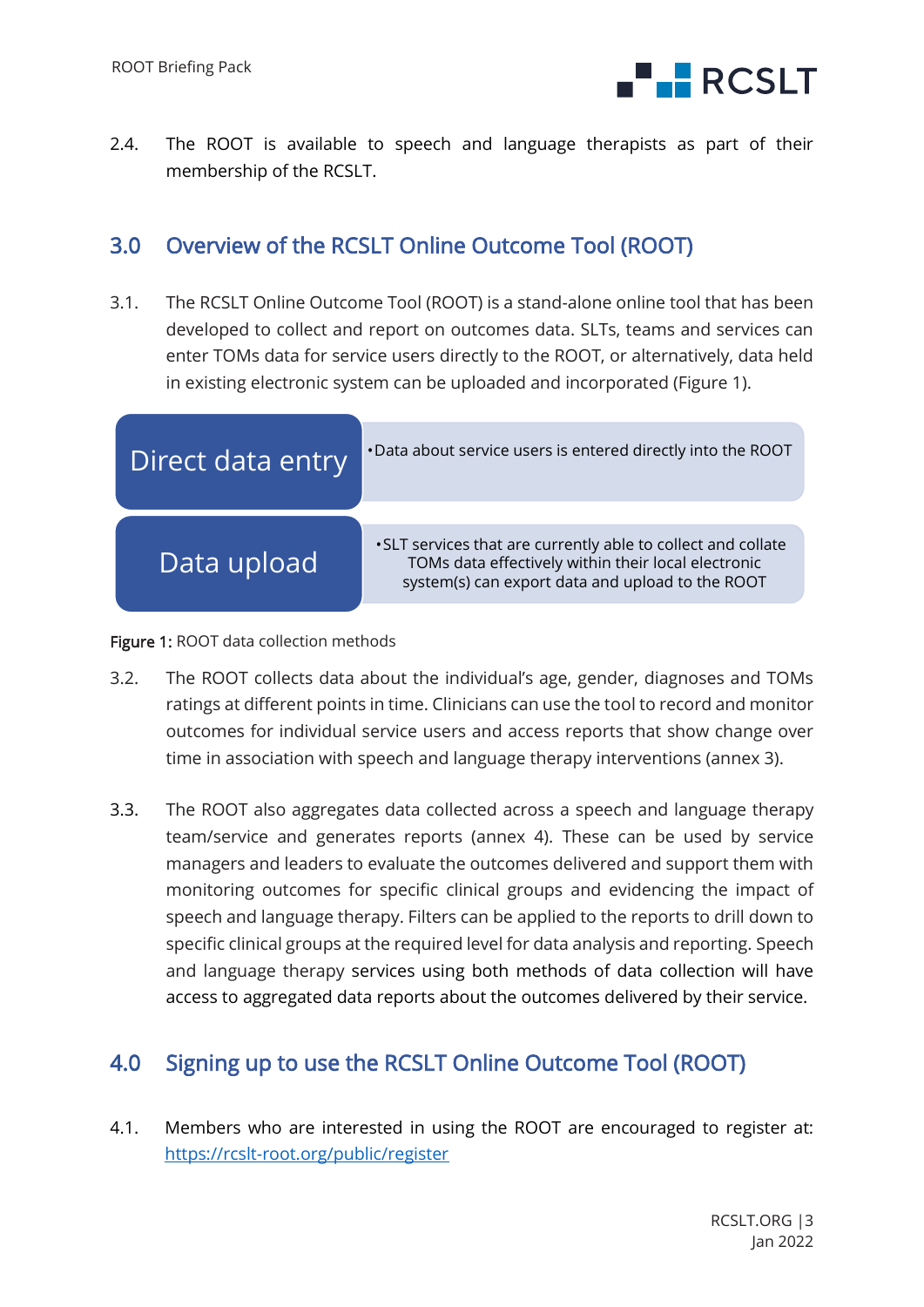2.4. The ROOT is available to speech and language therapists as part of their membership of the RCSLT.

## 3.0 Overview of the RCSLT Online Outcome Tool (ROOT)

3.1. The RCSLT Online Outcome Tool (ROOT) is a stand-alone online tool that has been developed to collect and report on outcomes data. SLTs, teams and services can enter TOMs data for service users directly to the ROOT, or alternatively, data held in existing electronic system can be uploaded and incorporated (Figure 1).

| Method | Description |
| --- | --- |
| Direct data entry | Data about service users is entered directly into the ROOT |
| Data upload | SLT services that are currently able to collect and collate TOMs data effectively within their local electronic system(s) can export data and upload to the ROOT |

**Figure 1:** ROOT data collection methods

3.2. The ROOT collects data about the individual's age, gender, diagnoses and TOMs ratings at different points in time. Clinicians can use the tool to record and monitor outcomes for individual service users and access reports that show change over time in association with speech and language therapy interventions (annex 3).

3.3. The ROOT also aggregates data collected across a speech and language therapy team/service and generates reports (annex 4). These can be used by service managers and leaders to evaluate the outcomes delivered and support them with monitoring outcomes for specific clinical groups and evidencing the impact of speech and language therapy. Filters can be applied to the reports to drill down to specific clinical groups at the required level for data analysis and reporting. Speech and language therapy services using both methods of data collection will have access to aggregated data reports about the outcomes delivered by their service.

## 4.0 Signing up to use the RCSLT Online Outcome Tool (ROOT)

4.1. Members who are interested in using the ROOT are encouraged to register at: https://rcslt-root.org/public/register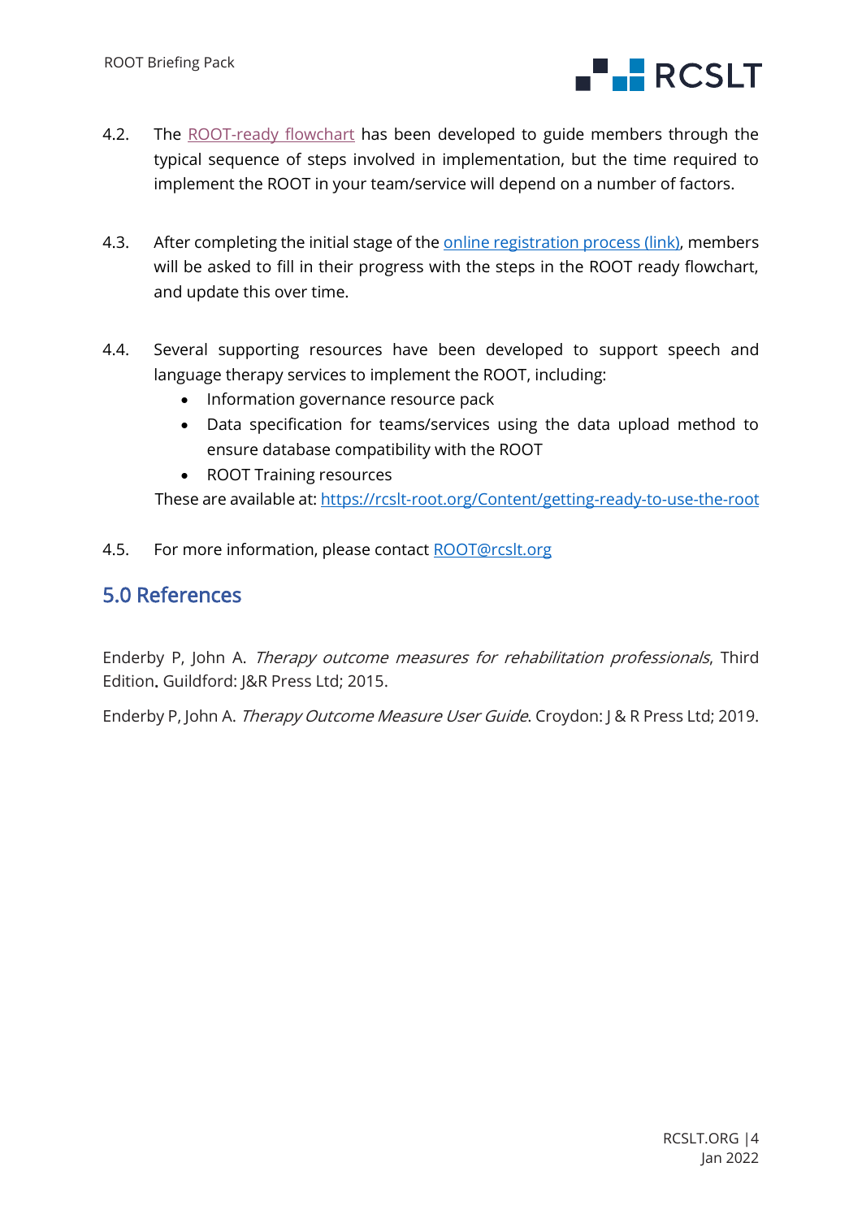4.2. The ROOT-ready flowchart has been developed to guide members through the typical sequence of steps involved in implementation, but the time required to implement the ROOT in your team/service will depend on a number of factors.

4.3. After completing the initial stage of the online registration process (link), members will be asked to fill in their progress with the steps in the ROOT ready flowchart, and update this over time.

4.4. Several supporting resources have been developed to support speech and language therapy services to implement the ROOT, including:

- Information governance resource pack
- Data specification for teams/services using the data upload method to ensure database compatibility with the ROOT
- ROOT Training resources

These are available at: https://rcslt-root.org/Content/getting-ready-to-use-the-root

4.5. For more information, please contact ROOT@rcslt.org

## 5.0 References

Enderby P, John A. *Therapy outcome measures for rehabilitation professionals*, Third Edition. Guildford: J&R Press Ltd; 2015.

Enderby P, John A. *Therapy Outcome Measure User Guide*. Croydon: J & R Press Ltd; 2019.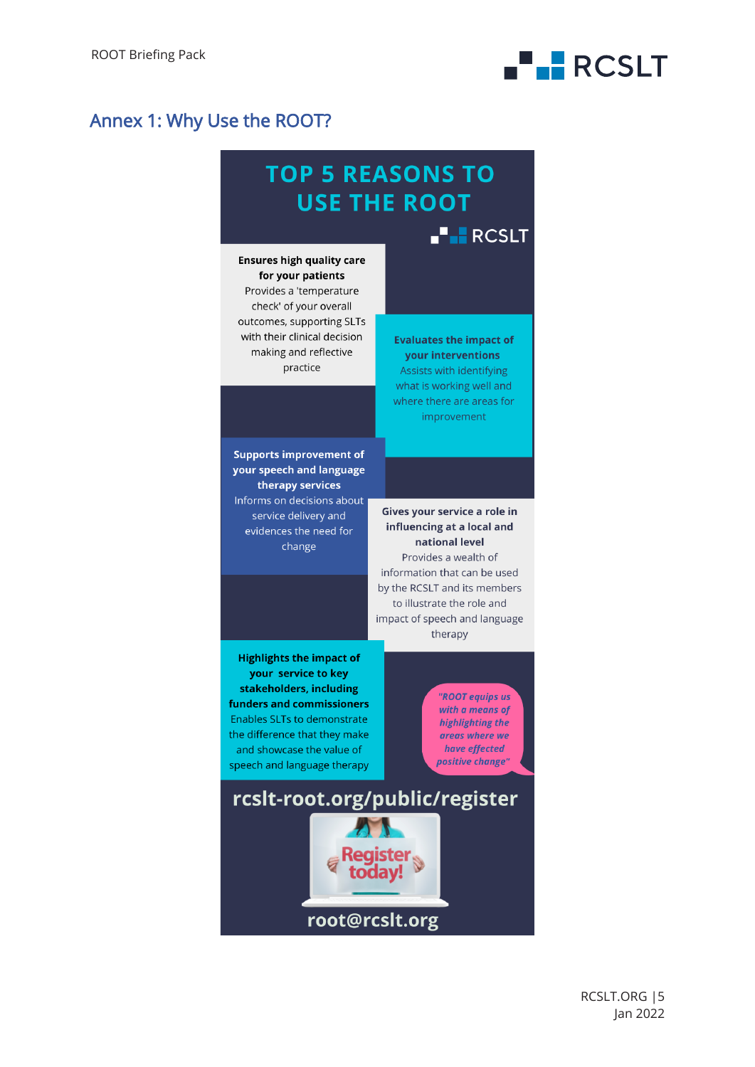## Annex 1: Why Use the ROOT?

# TOP 5 REASONS TO USE THE ROOT

RCSLT

**Ensures high quality care for your patients**
Provides a 'temperature check' of your overall outcomes, supporting SLTs with their clinical decision making and reflective practice

**Evaluates the impact of your interventions**
Assists with identifying what is working well and where there are areas for improvement

**Supports improvement of your speech and language therapy services**
Informs on decisions about service delivery and evidences the need for change

**Gives your service a role in influencing at a local and national level**
Provides a wealth of information that can be used by the RCSLT and its members to illustrate the role and impact of speech and language therapy

**Highlights the impact of your service to key stakeholders, including funders and commissioners**
Enables SLTs to demonstrate the difference that they make and showcase the value of speech and language therapy

***"ROOT equips us with a means of highlighting the areas where we have effected positive change"***

**rcslt-root.org/public/register**

Register today!

**root@rcslt.org**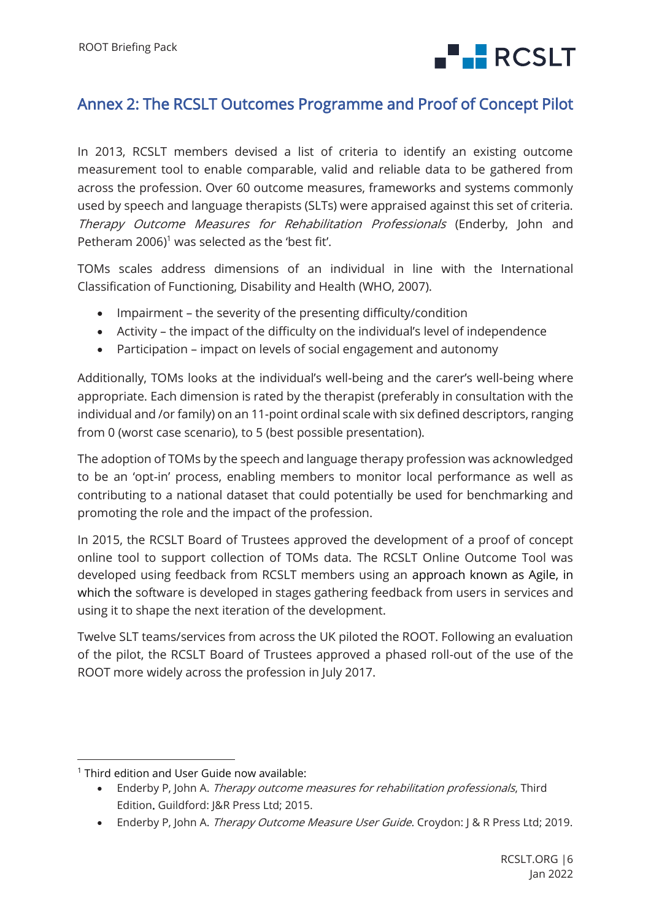## Annex 2: The RCSLT Outcomes Programme and Proof of Concept Pilot

In 2013, RCSLT members devised a list of criteria to identify an existing outcome measurement tool to enable comparable, valid and reliable data to be gathered from across the profession. Over 60 outcome measures, frameworks and systems commonly used by speech and language therapists (SLTs) were appraised against this set of criteria. *Therapy Outcome Measures for Rehabilitation Professionals* (Enderby, John and Petheram 2006)[1] was selected as the 'best fit'.

TOMs scales address dimensions of an individual in line with the International Classification of Functioning, Disability and Health (WHO, 2007).

- Impairment – the severity of the presenting difficulty/condition
- Activity – the impact of the difficulty on the individual's level of independence
- Participation – impact on levels of social engagement and autonomy

Additionally, TOMs looks at the individual's well-being and the carer's well-being where appropriate. Each dimension is rated by the therapist (preferably in consultation with the individual and /or family) on an 11-point ordinal scale with six defined descriptors, ranging from 0 (worst case scenario), to 5 (best possible presentation).

The adoption of TOMs by the speech and language therapy profession was acknowledged to be an 'opt-in' process, enabling members to monitor local performance as well as contributing to a national dataset that could potentially be used for benchmarking and promoting the role and the impact of the profession.

In 2015, the RCSLT Board of Trustees approved the development of a proof of concept online tool to support collection of TOMs data. The RCSLT Online Outcome Tool was developed using feedback from RCSLT members using an approach known as Agile, in which the software is developed in stages gathering feedback from users in services and using it to shape the next iteration of the development.

Twelve SLT teams/services from across the UK piloted the ROOT. Following an evaluation of the pilot, the RCSLT Board of Trustees approved a phased roll-out of the use of the ROOT more widely across the profession in July 2017.

---

[1] Third edition and User Guide now available:

- Enderby P, John A. *Therapy outcome measures for rehabilitation professionals*, Third Edition. Guildford: J&R Press Ltd; 2015.
- Enderby P, John A. *Therapy Outcome Measure User Guide*. Croydon: J & R Press Ltd; 2019.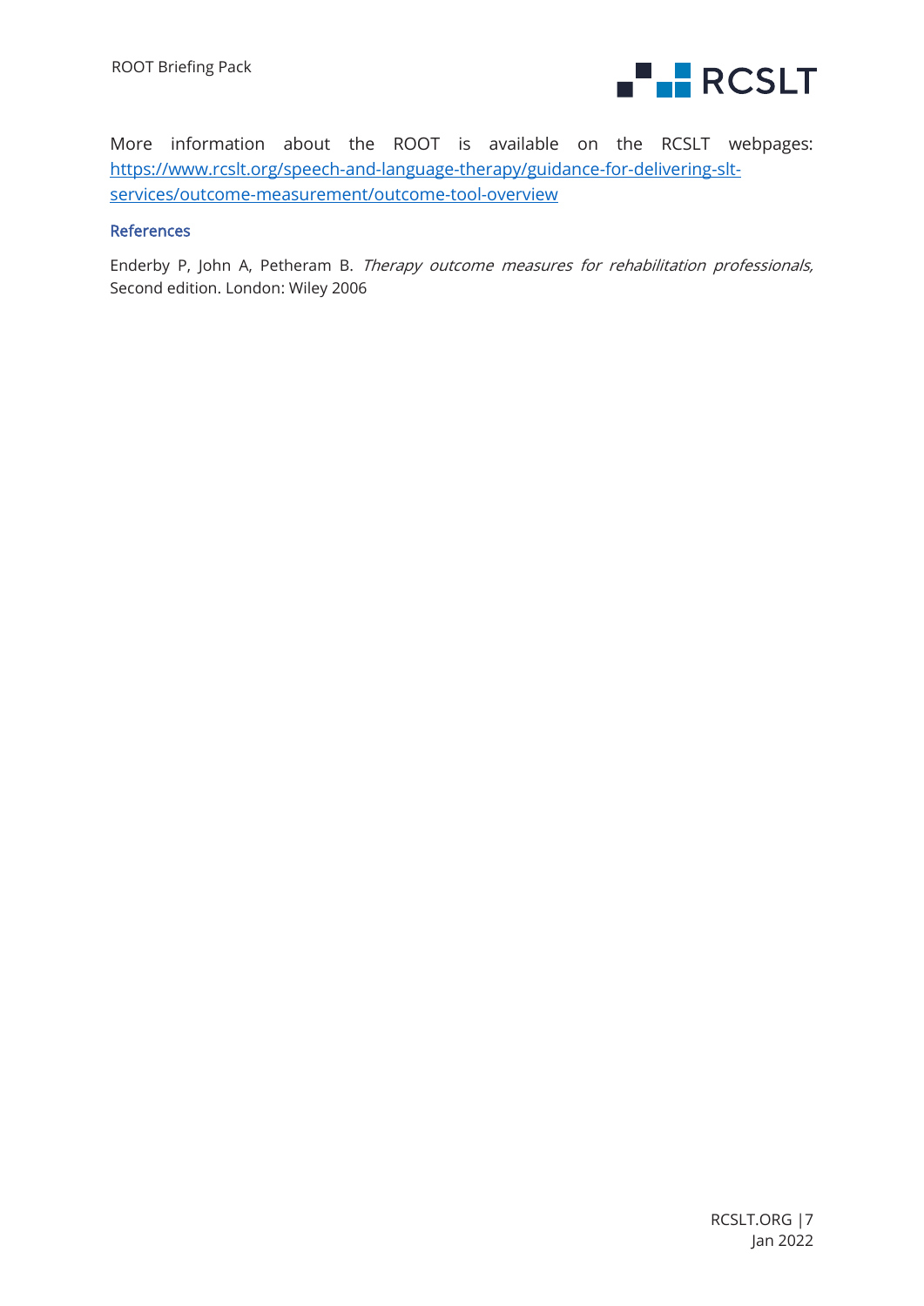More information about the ROOT is available on the RCSLT webpages: https://www.rcslt.org/speech-and-language-therapy/guidance-for-delivering-slt-services/outcome-measurement/outcome-tool-overview

### References

Enderby P, John A, Petheram B. *Therapy outcome measures for rehabilitation professionals,* Second edition. London: Wiley 2006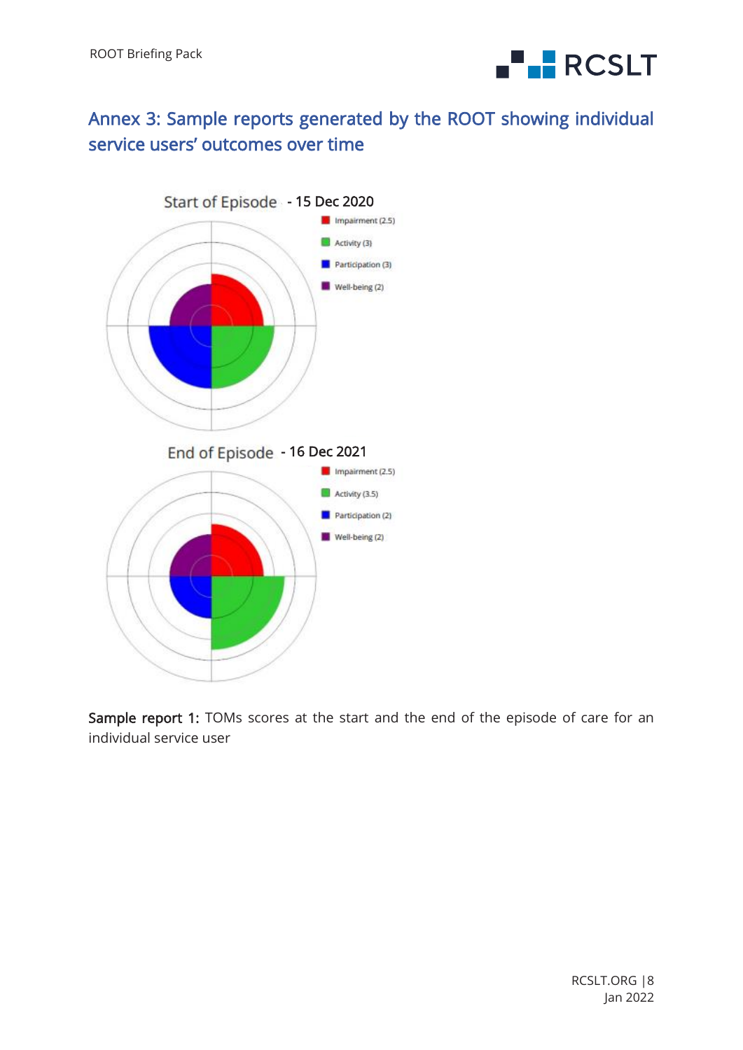## Annex 3: Sample reports generated by the ROOT showing individual service users' outcomes over time

Start of Episode - 15 Dec 2020

- Impairment (2.5)
- Activity (3)
- Participation (3)
- Well-being (2)

End of Episode - 16 Dec 2021

- Impairment (2.5)
- Activity (3.5)
- Participation (2)
- Well-being (2)

**Sample report 1:** TOMs scores at the start and the end of the episode of care for an individual service user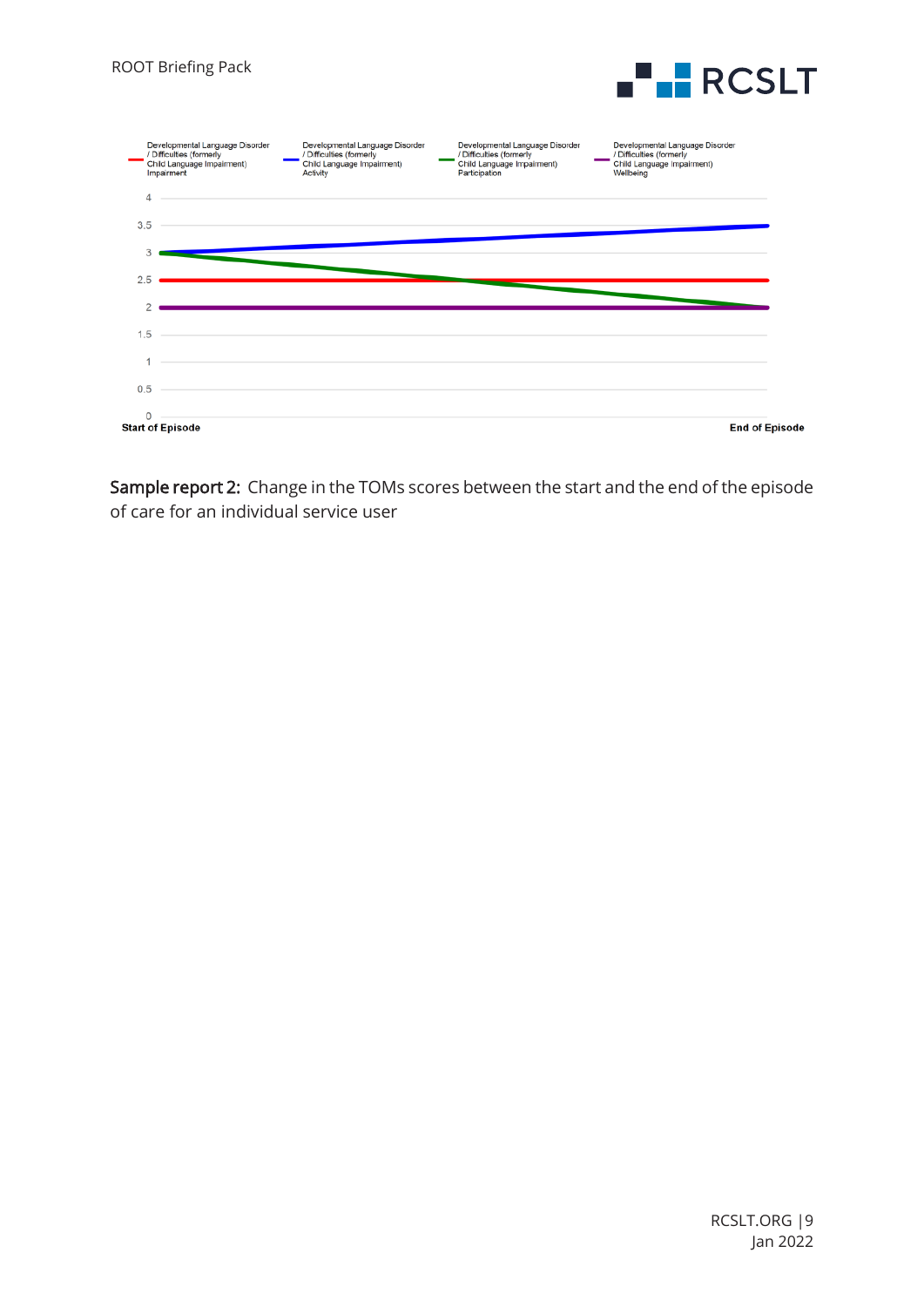Developmental Language Disorder / Difficulties (formerly Child Language Impairment) Impairment

Developmental Language Disorder / Difficulties (formerly Child Language Impairment) Activity

Developmental Language Disorder / Difficulties (formerly Child Language Impairment) Participation

Developmental Language Disorder / Difficulties (formerly Child Language Impairment) Wellbeing

4

3.5

3

2.5

2

1.5

1

0.5

0

Start of Episode

End of Episode

**Sample report 2:** Change in the TOMs scores between the start and the end of the episode of care for an individual service user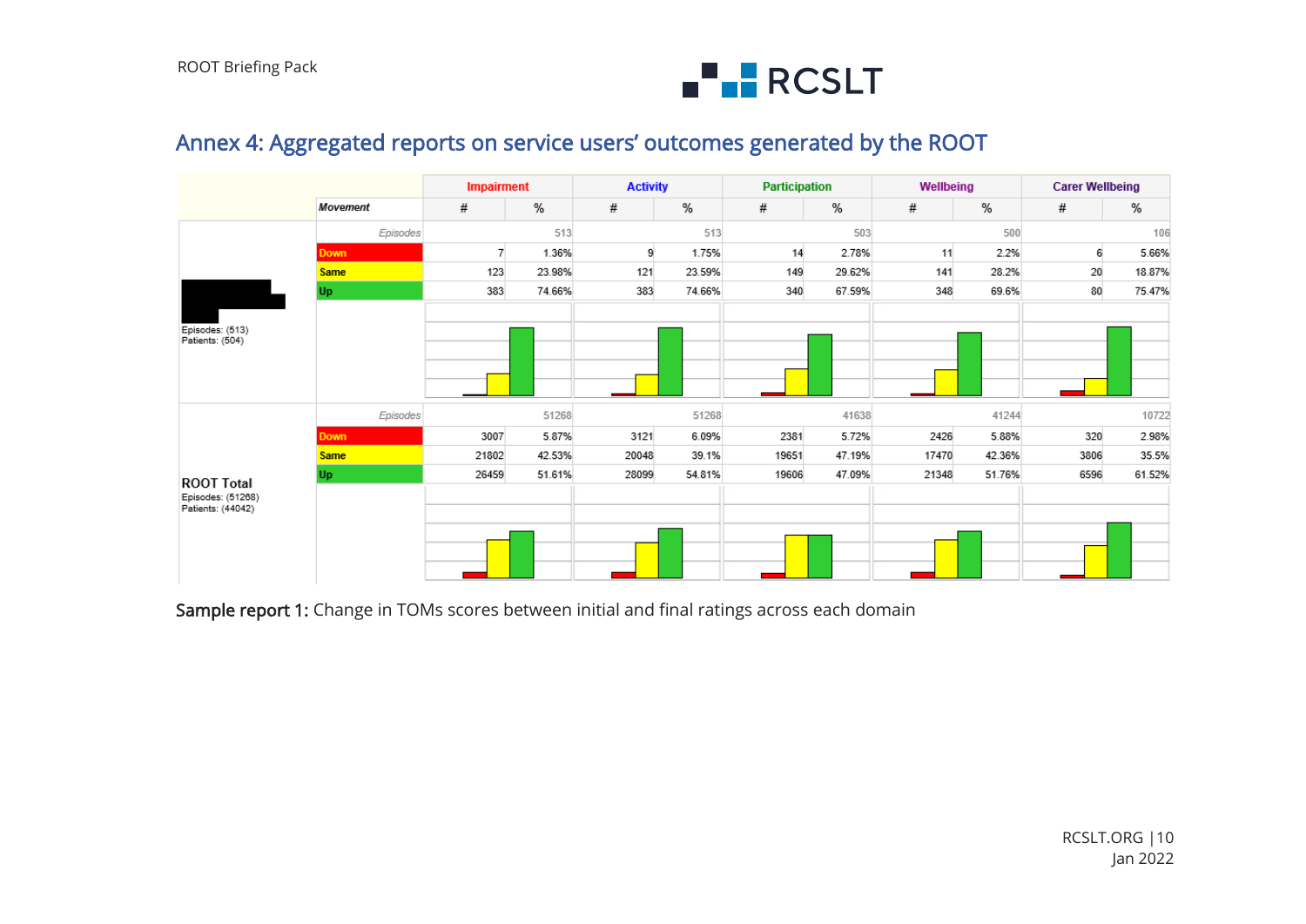## Annex 4: Aggregated reports on service users' outcomes generated by the ROOT

| | Movement | Impairment # | Impairment % | Activity # | Activity % | Participation # | Participation % | Wellbeing # | Wellbeing % | Carer Wellbeing # | Carer Wellbeing % |
|---|---|---|---|---|---|---|---|---|---|---|---|
| Episodes: (513) Patients: (504) | Episodes | | 513 | | 513 | | 503 | | 500 | | 106 |
| | Down | 7 | 1.36% | 9 | 1.75% | 14 | 2.78% | 11 | 2.2% | 6 | 5.66% |
| | Same | 123 | 23.98% | 121 | 23.59% | 149 | 29.62% | 141 | 28.2% | 20 | 18.87% |
| | Up | 383 | 74.66% | 383 | 74.66% | 340 | 67.59% | 348 | 69.6% | 80 | 75.47% |
| ROOT Total Episodes: (51268) Patients: (44042) | Episodes | | 51268 | | 51268 | | 41638 | | 41244 | | 10722 |
| | Down | 3007 | 5.87% | 3121 | 6.09% | 2381 | 5.72% | 2426 | 5.88% | 320 | 2.98% |
| | Same | 21802 | 42.53% | 20048 | 39.1% | 19651 | 47.19% | 17470 | 42.36% | 3806 | 35.5% |
| | Up | 26459 | 51.61% | 28099 | 54.81% | 19606 | 47.09% | 21348 | 51.76% | 6596 | 61.52% |

**Sample report 1:** Change in TOMs scores between initial and final ratings across each domain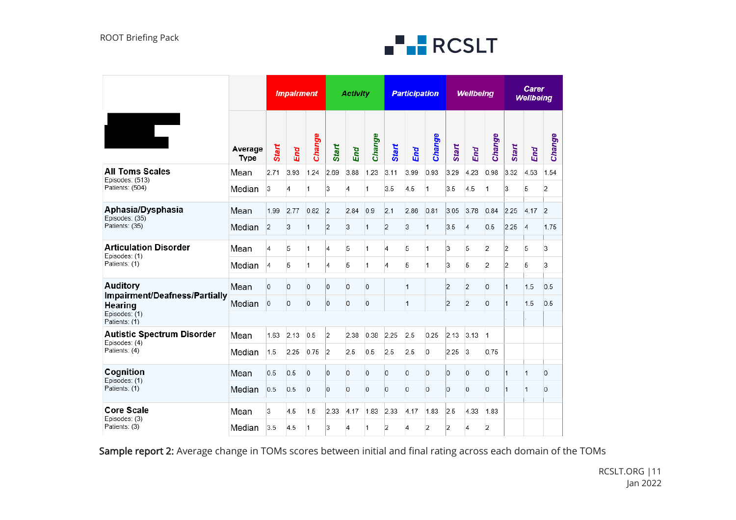| | Average Type | Impairment | | | Activity | | | Participation | | | Wellbeing | | | Carer Wellbeing | | |
|---|---|---|---|---|---|---|---|---|---|---|---|---|---|---|---|---|
| | | Start | End | Change | Start | End | Change | Start | End | Change | Start | End | Change | Start | End | Change |
| **All Toms Scales** Episodes: (513) Patients: (504) | Mean | 2.71 | 3.93 | 1.24 | 2.69 | 3.88 | 1.23 | 3.11 | 3.99 | 0.93 | 3.29 | 4.23 | 0.98 | 3.32 | 4.53 | 1.54 |
| | Median | 3 | 4 | 1 | 3 | 4 | 1 | 3.5 | 4.5 | 1 | 3.5 | 4.5 | 1 | 3 | 5 | 2 |
| **Aphasia/Dysphasia** Episodes: (35) Patients: (35) | Mean | 1.99 | 2.77 | 0.82 | 2 | 2.84 | 0.9 | 2.1 | 2.86 | 0.81 | 3.05 | 3.78 | 0.84 | 2.25 | 4.17 | 2 |
| | Median | 2 | 3 | 1 | 2 | 3 | 1 | 2 | 3 | 1 | 3.5 | 4 | 0.5 | 2.25 | 4 | 1.75 |
| **Articulation Disorder** Episodes: (1) Patients: (1) | Mean | 4 | 5 | 1 | 4 | 5 | 1 | 4 | 5 | 1 | 3 | 5 | 2 | 2 | 5 | 3 |
| | Median | 4 | 5 | 1 | 4 | 5 | 1 | 4 | 5 | 1 | 3 | 5 | 2 | 2 | 5 | 3 |
| **Auditory Impairment/Deafness/Partially Hearing** Episodes: (1) Patients: (1) | Mean | 0 | 0 | 0 | 0 | 0 | 0 | | 1 | | 2 | 2 | 0 | 1 | 1.5 | 0.5 |
| | Median | 0 | 0 | 0 | 0 | 0 | 0 | | 1 | | 2 | 2 | 0 | 1 | 1.5 | 0.5 |
| **Autistic Spectrum Disorder** Episodes: (4) Patients: (4) | Mean | 1.63 | 2.13 | 0.5 | 2 | 2.38 | 0.38 | 2.25 | 2.5 | 0.25 | 2.13 | 3.13 | 1 | | | |
| | Median | 1.5 | 2.25 | 0.75 | 2 | 2.5 | 0.5 | 2.5 | 2.5 | 0 | 2.25 | 3 | 0.75 | | | |
| **Cognition** Episodes: (1) Patients: (1) | Mean | 0.5 | 0.5 | 0 | 0 | 0 | 0 | 0 | 0 | 0 | 0 | 0 | 0 | 1 | 1 | 0 |
| | Median | 0.5 | 0.5 | 0 | 0 | 0 | 0 | 0 | 0 | 0 | 0 | 0 | 0 | 1 | 1 | 0 |
| **Core Scale** Episodes: (3) Patients: (3) | Mean | 3 | 4.5 | 1.5 | 2.33 | 4.17 | 1.83 | 2.33 | 4.17 | 1.83 | 2.5 | 4.33 | 1.83 | | | |
| | Median | 3.5 | 4.5 | 1 | 3 | 4 | 1 | 2 | 4 | 2 | 2 | 4 | 2 | | | |

**Sample report 2:** Average change in TOMs scores between initial and final rating across each domain of the TOMs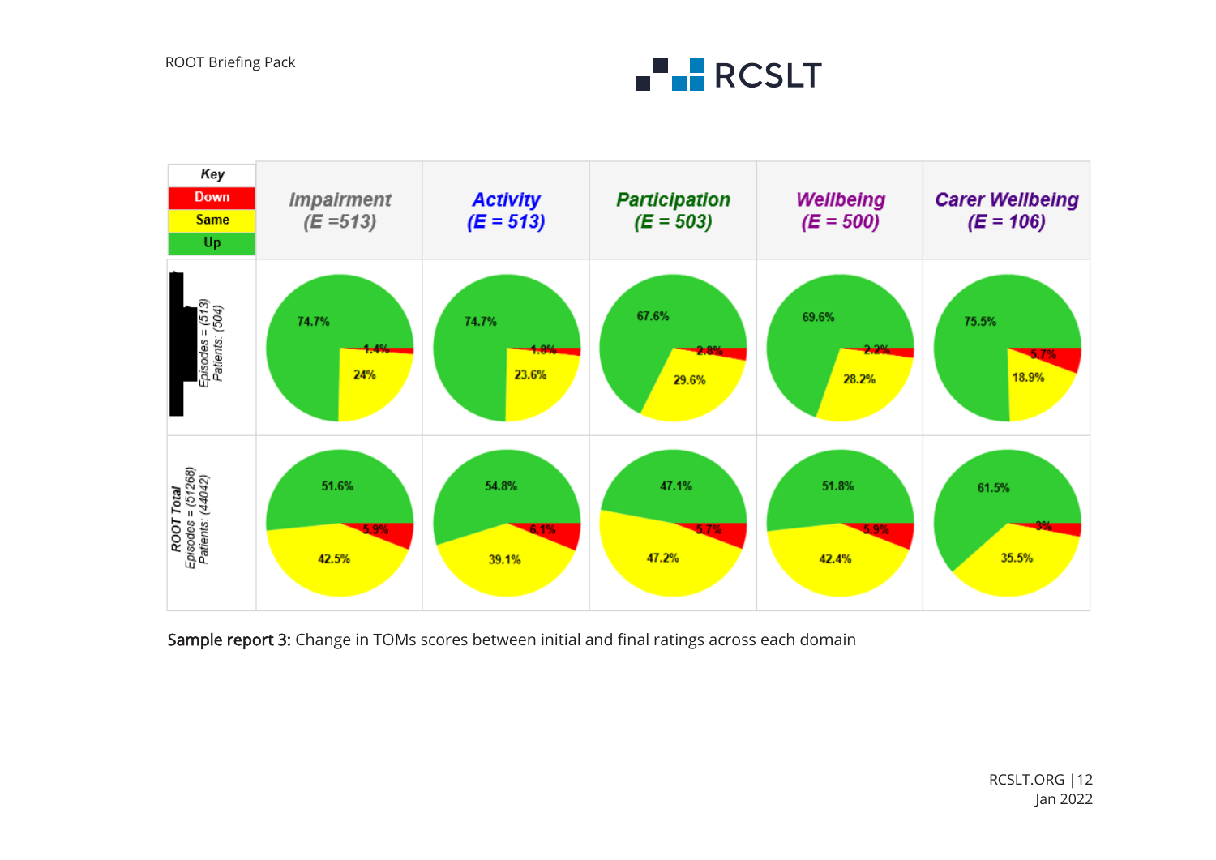| Key | Impairment (E =513) | Activity (E = 513) | Participation (E = 503) | Wellbeing (E = 500) | Carer Wellbeing (E = 106) |
|---|---|---|---|---|---|
| Episodes = (513) Patients: (504) | Up 74.7%, Down 1.4%, Same 24% | Up 74.7%, Down 1.8%, Same 23.6% | Up 67.6%, Down 2.8%, Same 29.6% | Up 69.6%, Down 2.2%, Same 28.2% | Up 75.5%, Down 5.7%, Same 18.9% |
| ROOT Total Episodes = (51268) Patients: (44042) | Up 51.6%, Down 5.9%, Same 42.5% | Up 54.8%, Down 6.1%, Same 39.1% | Up 47.1%, Down 5.7%, Same 47.2% | Up 51.8%, Down 5.9%, Same 42.4% | Up 61.5%, Down 3%, Same 35.5% |

Key: Down (red), Same (yellow), Up (green)

**Sample report 3:** Change in TOMs scores between initial and final ratings across each domain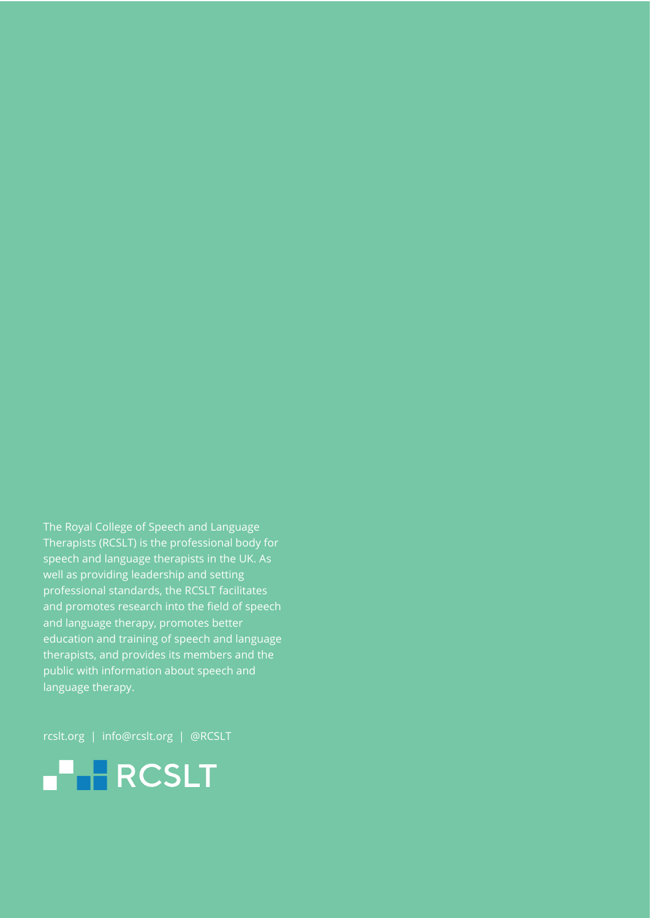The Royal College of Speech and Language Therapists (RCSLT) is the professional body for speech and language therapists in the UK. As well as providing leadership and setting professional standards, the RCSLT facilitates and promotes research into the field of speech and language therapy, promotes better education and training of speech and language therapists, and provides its members and the public with information about speech and language therapy.

rcslt.org | info@rcslt.org | @RCSLT

RCSLT